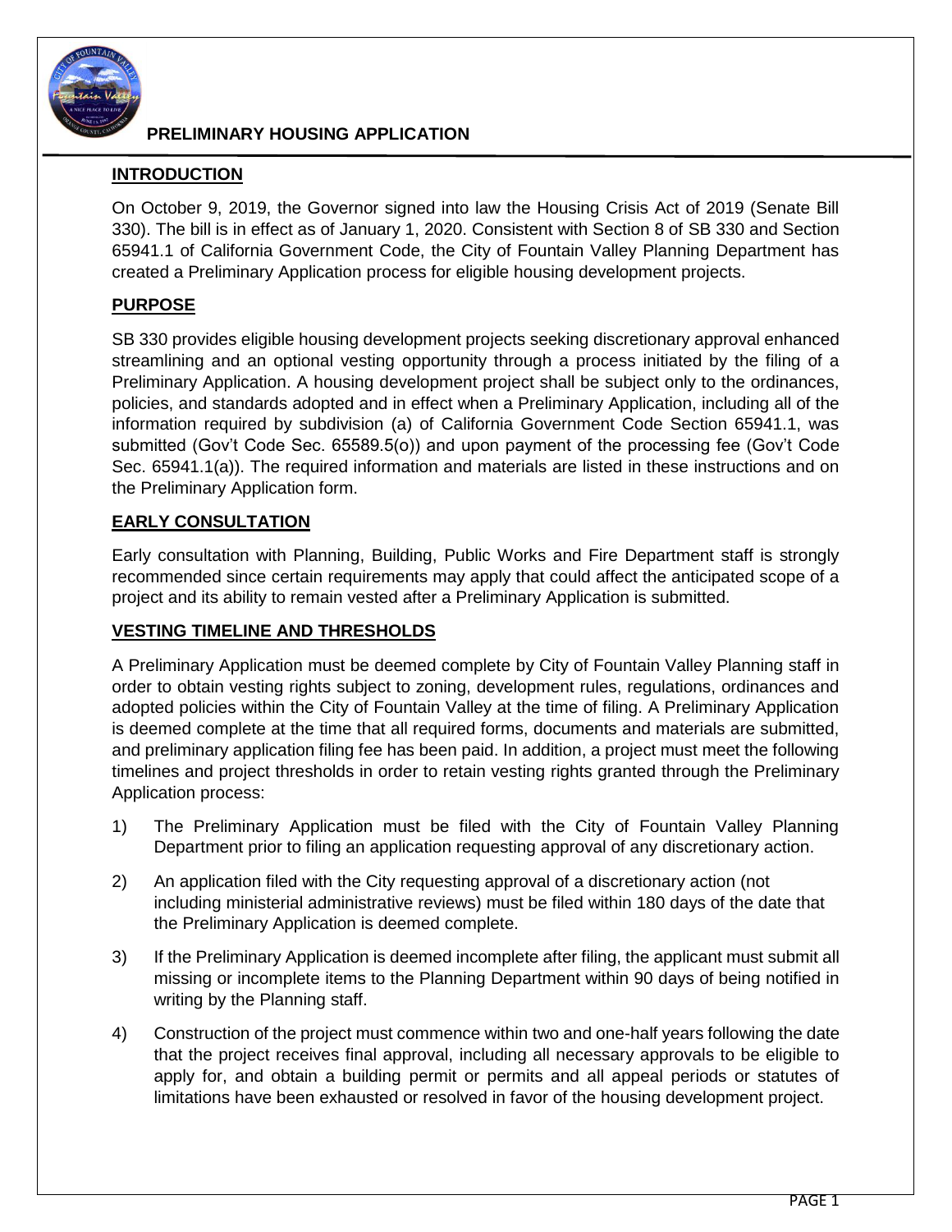# PRELIMINARY HOUSING APPLICATION

## INTRODUCTION

On October 9, 2019, the Governor signed into law the Housing Crisis Act of 2019 (Senate Bill 330). The bill is in effect as of January 1, 2020. Consistent with Section 8 of SB 330 and Section 65941.1 of California Government Code, the City of Fountain Valley Planning Department has created a Preliminary Application process for eligible housing development projects.

## PURPOSE

SB 330 provides eligible housing development projects seeking discretionary approval enhanced streamlining and an optional vesting opportunity through a process initiated by the filing of a Preliminary Application. A housing development project shall be subject only to the ordinances, policies, and standards adopted and in effect when a Preliminary Application, including all of the information required by subdivision (a) of California Government Code Section 65941.1, was submitted (Gov't Code Sec. 65589.5(o)) and upon payment of the processing fee (Gov't Code Sec. 65941.1(a)). The required information and materials are listed in these instructions and on the Preliminary Application form.

## EARLY CONSULTATION

Early consultation with Planning, Building, Public Works and Fire Department staff is strongly recommended since certain requirements may apply that could affect the anticipated scope of a project and its ability to remain vested after a Preliminary Application is submitted.

## VESTING TIMELINE AND THRESHOLDS

A Preliminary Application must be deemed complete by City of Fountain Valley Planning staff in order to obtain vesting rights subject to zoning, development rules, regulations, ordinances and adopted policies within the City of Fountain Valley at the time of filing. A Preliminary Application is deemed complete at the time that all required forms, documents and materials are submitted, and preliminary application filing fee has been paid. In addition, a project must meet the following timelines and project thresholds in order to retain vesting rights granted through the Preliminary Application process:

1) The Preliminary Application must be filed with the City of Fountain Valley Planning Department prior to filing an application requesting approval of any discretionary action.

2) An application filed with the City requesting approval of a discretionary action (not including ministerial administrative reviews) must be filed within 180 days of the date that the Preliminary Application is deemed complete.

3) If the Preliminary Application is deemed incomplete after filing, the applicant must submit all missing or incomplete items to the Planning Department within 90 days of being notified in writing by the Planning staff.

4) Construction of the project must commence within two and one-half years following the date that the project receives final approval, including all necessary approvals to be eligible to apply for, and obtain a building permit or permits and all appeal periods or statutes of limitations have been exhausted or resolved in favor of the housing development project.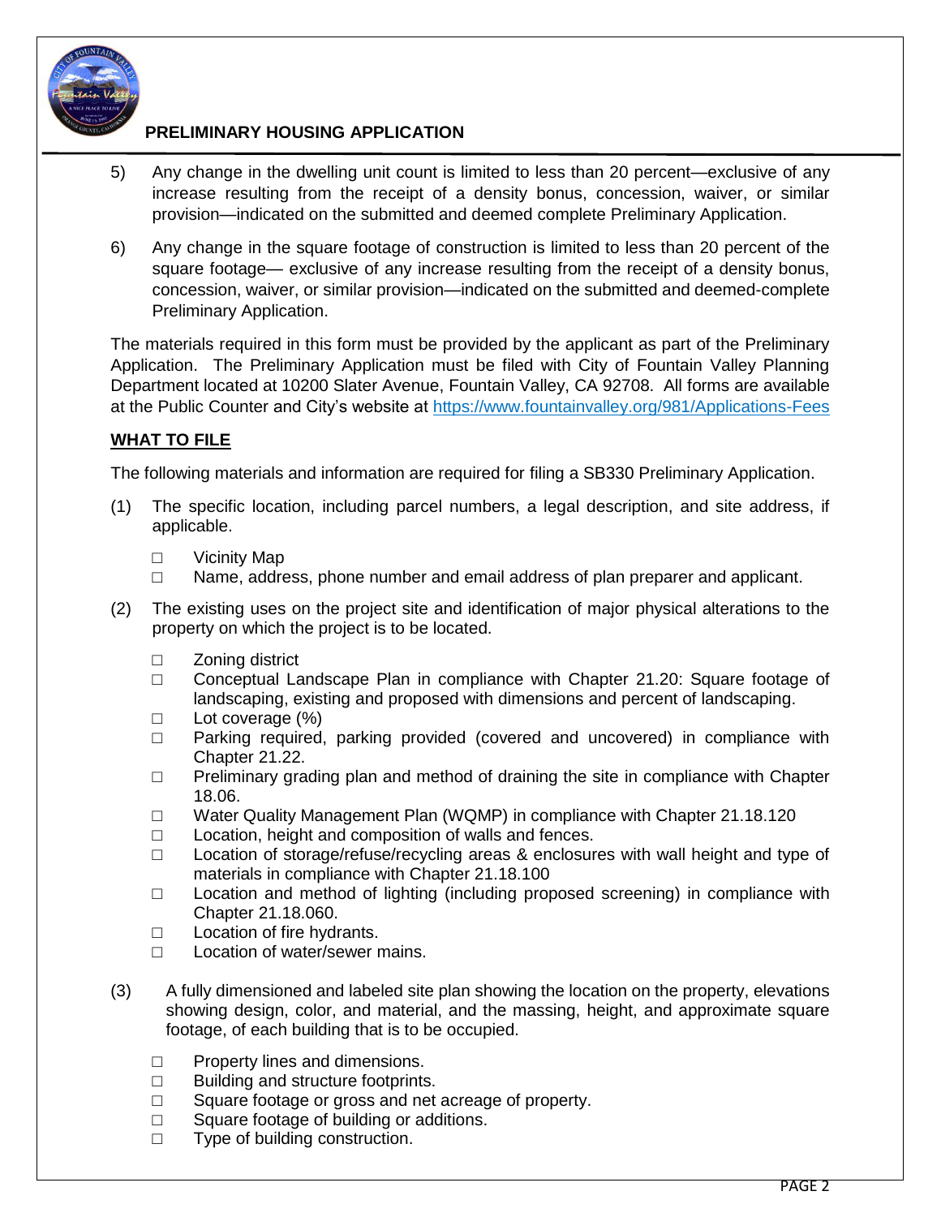5) Any change in the dwelling unit count is limited to less than 20 percent—exclusive of any increase resulting from the receipt of a density bonus, concession, waiver, or similar provision—indicated on the submitted and deemed complete Preliminary Application.

6) Any change in the square footage of construction is limited to less than 20 percent of the square footage— exclusive of any increase resulting from the receipt of a density bonus, concession, waiver, or similar provision—indicated on the submitted and deemed-complete Preliminary Application.

The materials required in this form must be provided by the applicant as part of the Preliminary Application. The Preliminary Application must be filed with City of Fountain Valley Planning Department located at 10200 Slater Avenue, Fountain Valley, CA 92708. All forms are available at the Public Counter and City's website at https://www.fountainvalley.org/981/Applications-Fees

## WHAT TO FILE

The following materials and information are required for filing a SB330 Preliminary Application.

(1) The specific location, including parcel numbers, a legal description, and site address, if applicable.

- ☐ Vicinity Map
- ☐ Name, address, phone number and email address of plan preparer and applicant.

(2) The existing uses on the project site and identification of major physical alterations to the property on which the project is to be located.

- ☐ Zoning district
- ☐ Conceptual Landscape Plan in compliance with Chapter 21.20: Square footage of landscaping, existing and proposed with dimensions and percent of landscaping.
- ☐ Lot coverage (%)
- ☐ Parking required, parking provided (covered and uncovered) in compliance with Chapter 21.22.
- ☐ Preliminary grading plan and method of draining the site in compliance with Chapter 18.06.
- ☐ Water Quality Management Plan (WQMP) in compliance with Chapter 21.18.120
- ☐ Location, height and composition of walls and fences.
- ☐ Location of storage/refuse/recycling areas & enclosures with wall height and type of materials in compliance with Chapter 21.18.100
- ☐ Location and method of lighting (including proposed screening) in compliance with Chapter 21.18.060.
- ☐ Location of fire hydrants.
- ☐ Location of water/sewer mains.

(3) A fully dimensioned and labeled site plan showing the location on the property, elevations showing design, color, and material, and the massing, height, and approximate square footage, of each building that is to be occupied.

- ☐ Property lines and dimensions.
- ☐ Building and structure footprints.
- ☐ Square footage or gross and net acreage of property.
- ☐ Square footage of building or additions.
- ☐ Type of building construction.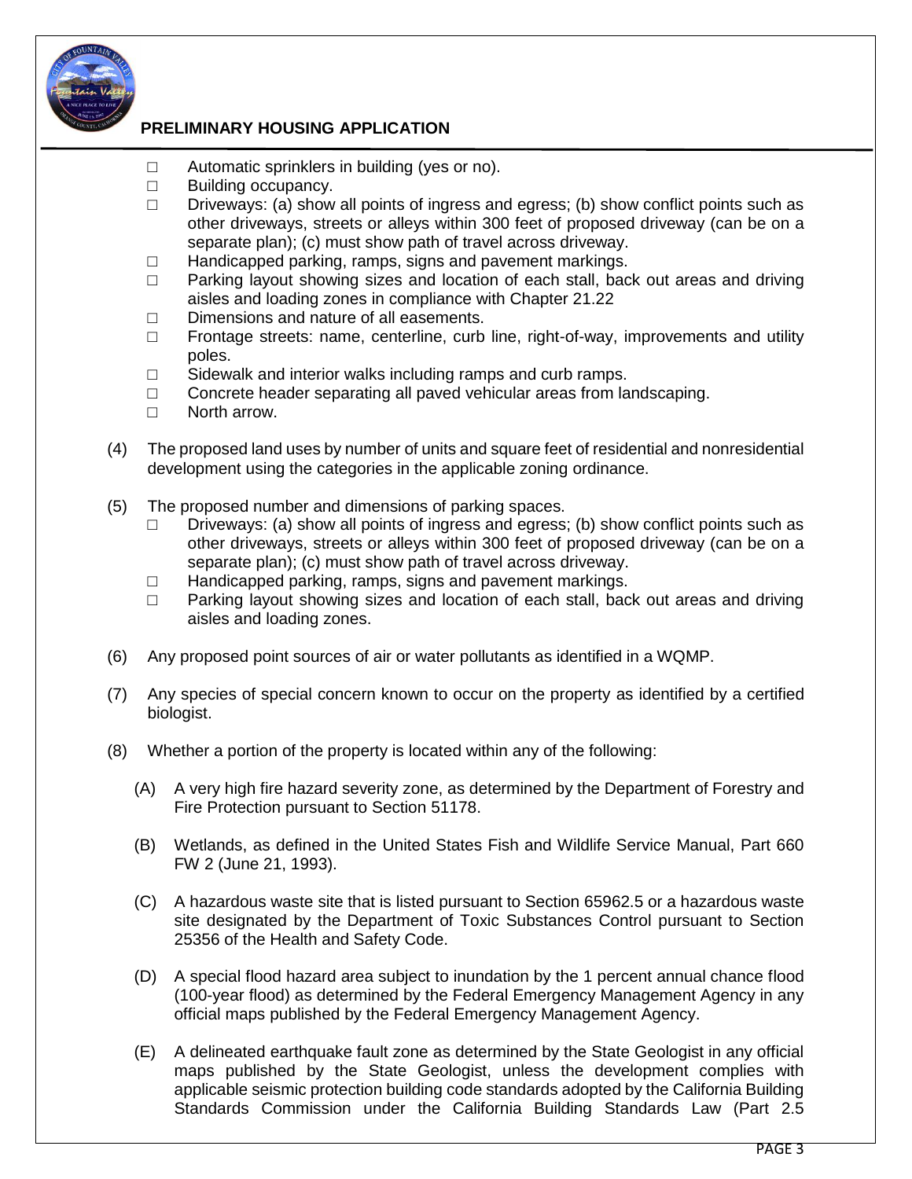**PRELIMINARY HOUSING APPLICATION**

- ☐ Automatic sprinklers in building (yes or no).
- ☐ Building occupancy.
- ☐ Driveways: (a) show all points of ingress and egress; (b) show conflict points such as other driveways, streets or alleys within 300 feet of proposed driveway (can be on a separate plan); (c) must show path of travel across driveway.
- ☐ Handicapped parking, ramps, signs and pavement markings.
- ☐ Parking layout showing sizes and location of each stall, back out areas and driving aisles and loading zones in compliance with Chapter 21.22
- ☐ Dimensions and nature of all easements.
- ☐ Frontage streets: name, centerline, curb line, right-of-way, improvements and utility poles.
- ☐ Sidewalk and interior walks including ramps and curb ramps.
- ☐ Concrete header separating all paved vehicular areas from landscaping.
- ☐ North arrow.

(4) The proposed land uses by number of units and square feet of residential and nonresidential development using the categories in the applicable zoning ordinance.

(5) The proposed number and dimensions of parking spaces.

- ☐ Driveways: (a) show all points of ingress and egress; (b) show conflict points such as other driveways, streets or alleys within 300 feet of proposed driveway (can be on a separate plan); (c) must show path of travel across driveway.
- ☐ Handicapped parking, ramps, signs and pavement markings.
- ☐ Parking layout showing sizes and location of each stall, back out areas and driving aisles and loading zones.

(6) Any proposed point sources of air or water pollutants as identified in a WQMP.

(7) Any species of special concern known to occur on the property as identified by a certified biologist.

(8) Whether a portion of the property is located within any of the following:

(A) A very high fire hazard severity zone, as determined by the Department of Forestry and Fire Protection pursuant to Section 51178.

(B) Wetlands, as defined in the United States Fish and Wildlife Service Manual, Part 660 FW 2 (June 21, 1993).

(C) A hazardous waste site that is listed pursuant to Section 65962.5 or a hazardous waste site designated by the Department of Toxic Substances Control pursuant to Section 25356 of the Health and Safety Code.

(D) A special flood hazard area subject to inundation by the 1 percent annual chance flood (100-year flood) as determined by the Federal Emergency Management Agency in any official maps published by the Federal Emergency Management Agency.

(E) A delineated earthquake fault zone as determined by the State Geologist in any official maps published by the State Geologist, unless the development complies with applicable seismic protection building code standards adopted by the California Building Standards Commission under the California Building Standards Law (Part 2.5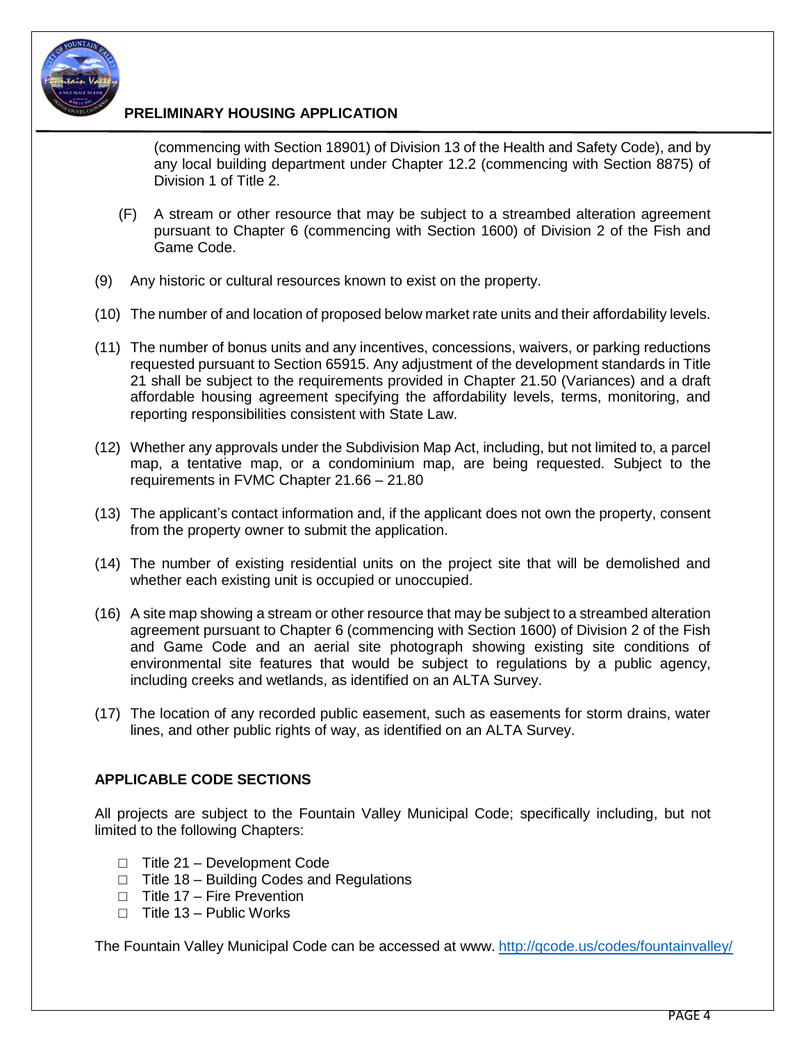(commencing with Section 18901) of Division 13 of the Health and Safety Code), and by any local building department under Chapter 12.2 (commencing with Section 8875) of Division 1 of Title 2.

(F) A stream or other resource that may be subject to a streambed alteration agreement pursuant to Chapter 6 (commencing with Section 1600) of Division 2 of the Fish and Game Code.

(9) Any historic or cultural resources known to exist on the property.

(10) The number of and location of proposed below market rate units and their affordability levels.

(11) The number of bonus units and any incentives, concessions, waivers, or parking reductions requested pursuant to Section 65915. Any adjustment of the development standards in Title 21 shall be subject to the requirements provided in Chapter 21.50 (Variances) and a draft affordable housing agreement specifying the affordability levels, terms, monitoring, and reporting responsibilities consistent with State Law.

(12) Whether any approvals under the Subdivision Map Act, including, but not limited to, a parcel map, a tentative map, or a condominium map, are being requested. Subject to the requirements in FVMC Chapter 21.66 – 21.80

(13) The applicant's contact information and, if the applicant does not own the property, consent from the property owner to submit the application.

(14) The number of existing residential units on the project site that will be demolished and whether each existing unit is occupied or unoccupied.

(16) A site map showing a stream or other resource that may be subject to a streambed alteration agreement pursuant to Chapter 6 (commencing with Section 1600) of Division 2 of the Fish and Game Code and an aerial site photograph showing existing site conditions of environmental site features that would be subject to regulations by a public agency, including creeks and wetlands, as identified on an ALTA Survey.

(17) The location of any recorded public easement, such as easements for storm drains, water lines, and other public rights of way, as identified on an ALTA Survey.

**APPLICABLE CODE SECTIONS**

All projects are subject to the Fountain Valley Municipal Code; specifically including, but not limited to the following Chapters:

- ☐ Title 21 – Development Code
- ☐ Title 18 – Building Codes and Regulations
- ☐ Title 17 – Fire Prevention
- ☐ Title 13 – Public Works

The Fountain Valley Municipal Code can be accessed at www. http://qcode.us/codes/fountainvalley/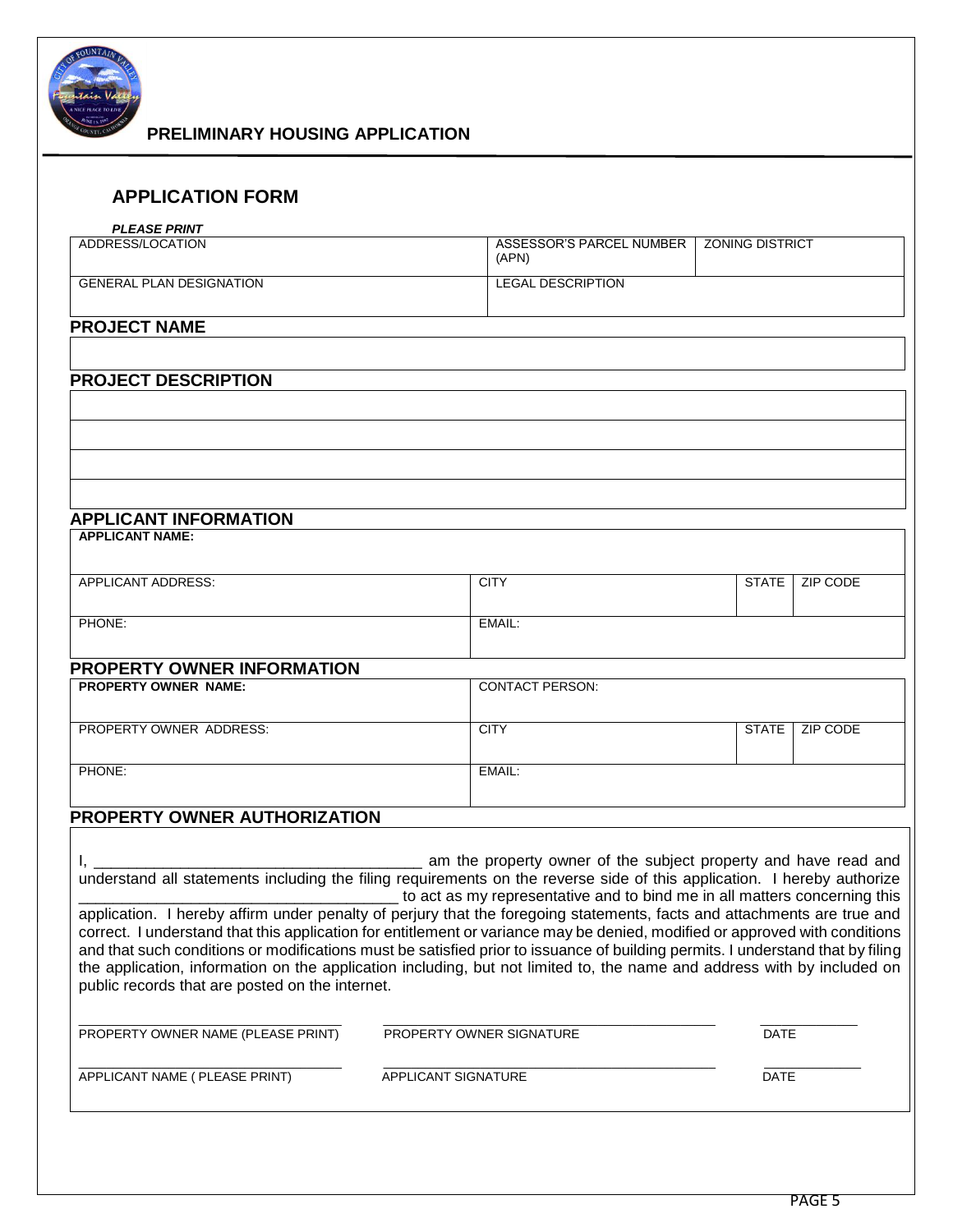## PRELIMINARY HOUSING APPLICATION

### APPLICATION FORM

***PLEASE PRINT***

| | | |
|---|---|---|
| ADDRESS/LOCATION | ASSESSOR'S PARCEL NUMBER (APN) | ZONING DISTRICT |
| GENERAL PLAN DESIGNATION | LEGAL DESCRIPTION | |

**PROJECT NAME**

| |
|---|
| |

**PROJECT DESCRIPTION**

| |
|---|
| |
| |
| |
| |

**APPLICANT INFORMATION**

| | | | |
|---|---|---|---|
| **APPLICANT NAME:** | | | |
| APPLICANT ADDRESS: | CITY | STATE | ZIP CODE |
| PHONE: | EMAIL: | | |

**PROPERTY OWNER INFORMATION**

| | | | |
|---|---|---|---|
| **PROPERTY OWNER NAME:** | CONTACT PERSON: | | |
| PROPERTY OWNER ADDRESS: | CITY | STATE | ZIP CODE |
| PHONE: | EMAIL: | | |

**PROPERTY OWNER AUTHORIZATION**

I, ________________________________________ am the property owner of the subject property and have read and understand all statements including the filing requirements on the reverse side of this application. I hereby authorize ______________________________________ to act as my representative and to bind me in all matters concerning this application. I hereby affirm under penalty of perjury that the foregoing statements, facts and attachments are true and correct. I understand that this application for entitlement or variance may be denied, modified or approved with conditions and that such conditions or modifications must be satisfied prior to issuance of building permits. I understand that by filing the application, information on the application including, but not limited to, the name and address with by included on public records that are posted on the internet.

| | | |
|---|---|---|
| ______________________________ | ______________________________ | ____________ |
| PROPERTY OWNER NAME (PLEASE PRINT) | PROPERTY OWNER SIGNATURE | DATE |
| ______________________________ | ______________________________ | ____________ |
| APPLICANT NAME ( PLEASE PRINT) | APPLICANT SIGNATURE | DATE |